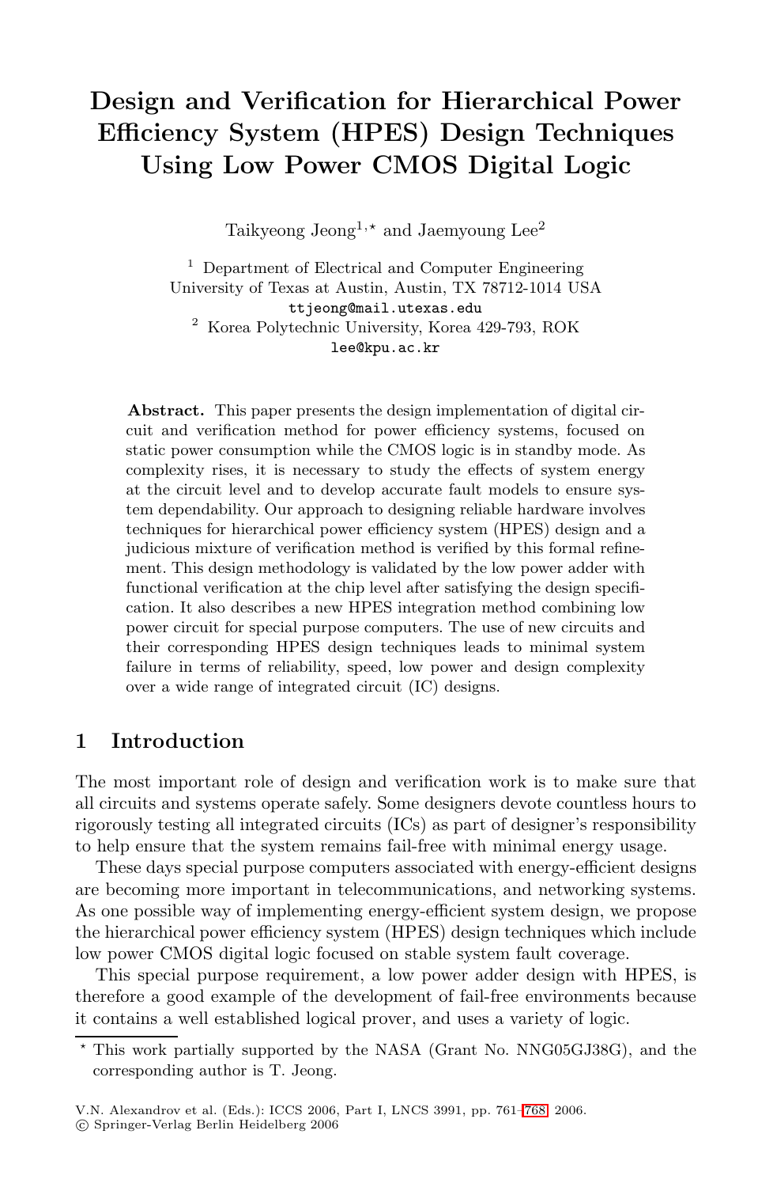# Design and Verification for Hierarchical Power Efficiency System (HPES) Design Techniques Using Low Power CMOS Digital Logic

Taikyeong Jeong[1,⋆] and Jaemyoung Lee[2]

[1] Department of Electrical and Computer Engineering
University of Texas at Austin, Austin, TX 78712-1014 USA
ttjeong@mail.utexas.edu

[2] Korea Polytechnic University, Korea 429-793, ROK
lee@kpu.ac.kr

**Abstract.** This paper presents the design implementation of digital circuit and verification method for power efficiency systems, focused on static power consumption while the CMOS logic is in standby mode. As complexity rises, it is necessary to study the effects of system energy at the circuit level and to develop accurate fault models to ensure system dependability. Our approach to designing reliable hardware involves techniques for hierarchical power efficiency system (HPES) design and a judicious mixture of verification method is verified by this formal refinement. This design methodology is validated by the low power adder with functional verification at the chip level after satisfying the design specification. It also describes a new HPES integration method combining low power circuit for special purpose computers. The use of new circuits and their corresponding HPES design techniques leads to minimal system failure in terms of reliability, speed, low power and design complexity over a wide range of integrated circuit (IC) designs.

## 1 Introduction

The most important role of design and verification work is to make sure that all circuits and systems operate safely. Some designers devote countless hours to rigorously testing all integrated circuits (ICs) as part of designer's responsibility to help ensure that the system remains fail-free with minimal energy usage.

These days special purpose computers associated with energy-efficient designs are becoming more important in telecommunications, and networking systems. As one possible way of implementing energy-efficient system design, we propose the hierarchical power efficiency system (HPES) design techniques which include low power CMOS digital logic focused on stable system fault coverage.

This special purpose requirement, a low power adder design with HPES, is therefore a good example of the development of fail-free environments because it contains a well established logical prover, and uses a variety of logic.

⋆ This work partially supported by the NASA (Grant No. NNG05GJ38G), and the corresponding author is T. Jeong.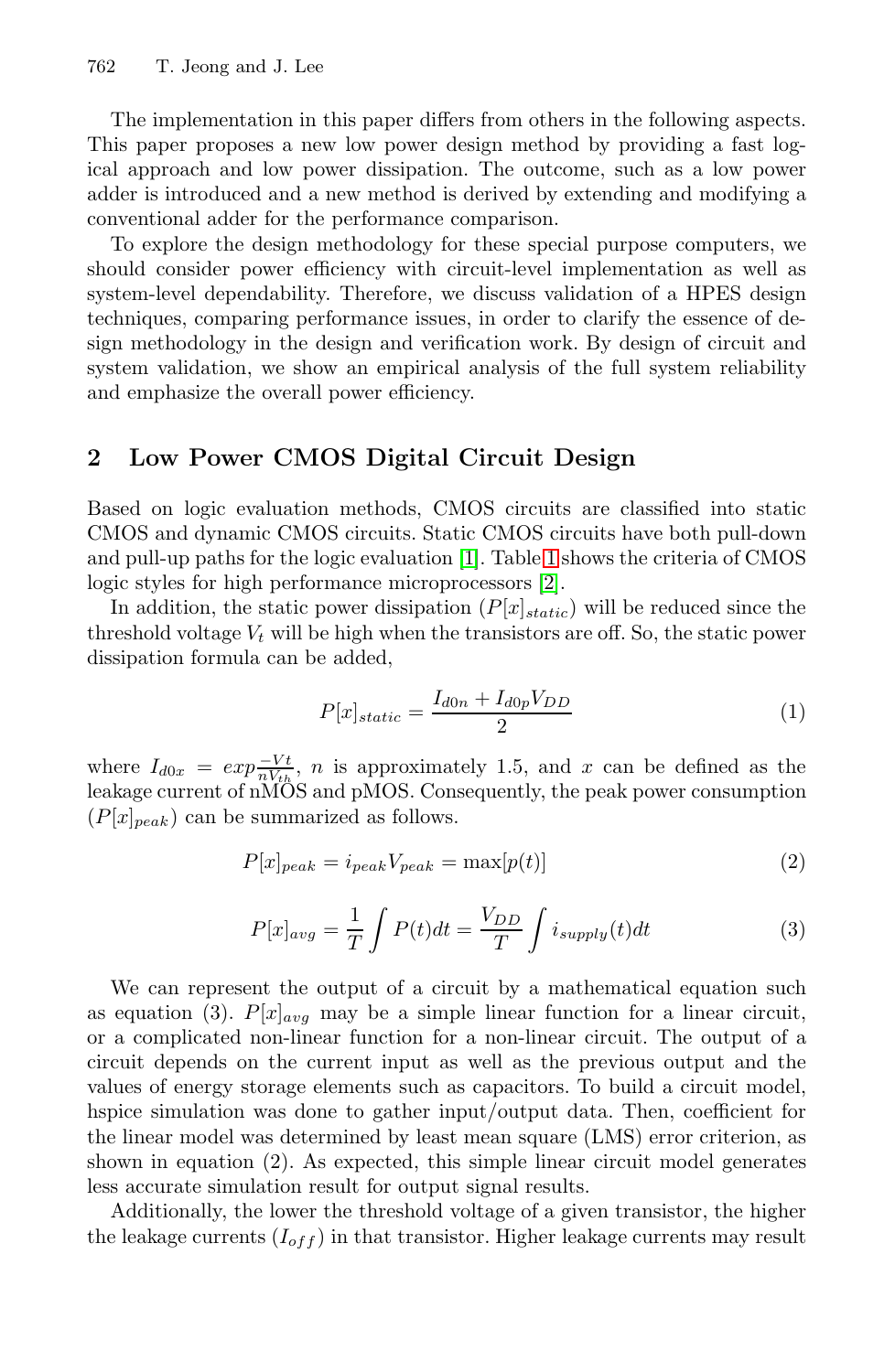The implementation in this paper differs from others in the following aspects. This paper proposes a new low power design method by providing a fast logical approach and low power dissipation. The outcome, such as a low power adder is introduced and a new method is derived by extending and modifying a conventional adder for the performance comparison.

To explore the design methodology for these special purpose computers, we should consider power efficiency with circuit-level implementation as well as system-level dependability. Therefore, we discuss validation of a HPES design techniques, comparing performance issues, in order to clarify the essence of design methodology in the design and verification work. By design of circuit and system validation, we show an empirical analysis of the full system reliability and emphasize the overall power efficiency.

## 2 Low Power CMOS Digital Circuit Design

Based on logic evaluation methods, CMOS circuits are classified into static CMOS and dynamic CMOS circuits. Static CMOS circuits have both pull-down and pull-up paths for the logic evaluation [1]. Table 1 shows the criteria of CMOS logic styles for high performance microprocessors [2].

In addition, the static power dissipation ($P[x]_{static}$) will be reduced since the threshold voltage $V_t$ will be high when the transistors are off. So, the static power dissipation formula can be added,

$$P[x]_{static} = \frac{I_{d0n} + I_{d0p} V_{DD}}{2} \tag{1}$$

where $I_{d0x} = exp\frac{-Vt}{nV_{th}}$, $n$ is approximately 1.5, and $x$ can be defined as the leakage current of nMOS and pMOS. Consequently, the peak power consumption ($P[x]_{peak}$) can be summarized as follows.

$$P[x]_{peak} = i_{peak} V_{peak} = \max[p(t)] \tag{2}$$

$$P[x]_{avg} = \frac{1}{T} \int P(t)dt = \frac{V_{DD}}{T} \int i_{supply}(t)dt \tag{3}$$

We can represent the output of a circuit by a mathematical equation such as equation (3). $P[x]_{avg}$ may be a simple linear function for a linear circuit, or a complicated non-linear function for a non-linear circuit. The output of a circuit depends on the current input as well as the previous output and the values of energy storage elements such as capacitors. To build a circuit model, hspice simulation was done to gather input/output data. Then, coefficient for the linear model was determined by least mean square (LMS) error criterion, as shown in equation (2). As expected, this simple linear circuit model generates less accurate simulation result for output signal results.

Additionally, the lower the threshold voltage of a given transistor, the higher the leakage currents ($I_{off}$) in that transistor. Higher leakage currents may result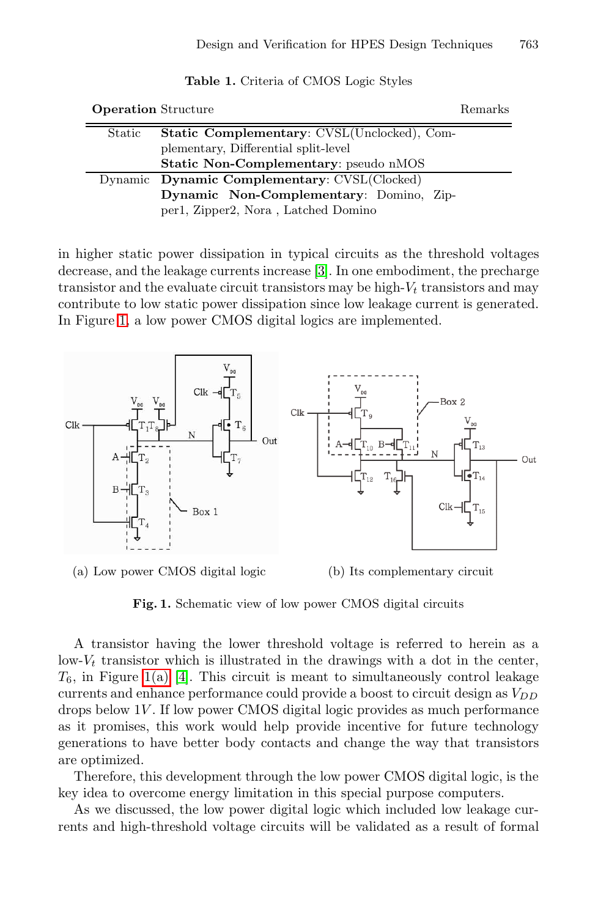Table 1. Criteria of CMOS Logic Styles

| **Operation** | Structure | Remarks |
|---|---|---|
| Static | **Static Complementary**: CVSL(Unclocked), Complementary, Differential split-level | |
| | **Static Non-Complementary**: pseudo nMOS | |
| Dynamic | **Dynamic Complementary**: CVSL(Clocked) | |
| | **Dynamic Non-Complementary**: Domino, Zipper1, Zipper2, Nora , Latched Domino | |

in higher static power dissipation in typical circuits as the threshold voltages decrease, and the leakage currents increase [3]. In one embodiment, the precharge transistor and the evaluate circuit transistors may be high-$V_t$ transistors and may contribute to low static power dissipation since low leakage current is generated. In Figure 1, a low power CMOS digital logics are implemented.

(a) Low power CMOS digital logic

(b) Its complementary circuit

**Fig. 1.** Schematic view of low power CMOS digital circuits

A transistor having the lower threshold voltage is referred to herein as a low-$V_t$ transistor which is illustrated in the drawings with a dot in the center, $T_6$, in Figure 1(a) [4]. This circuit is meant to simultaneously control leakage currents and enhance performance could provide a boost to circuit design as $V_{DD}$ drops below $1V$. If low power CMOS digital logic provides as much performance as it promises, this work would help provide incentive for future technology generations to have better body contacts and change the way that transistors are optimized.

Therefore, this development through the low power CMOS digital logic, is the key idea to overcome energy limitation in this special purpose computers.

As we discussed, the low power digital logic which included low leakage currents and high-threshold voltage circuits will be validated as a result of formal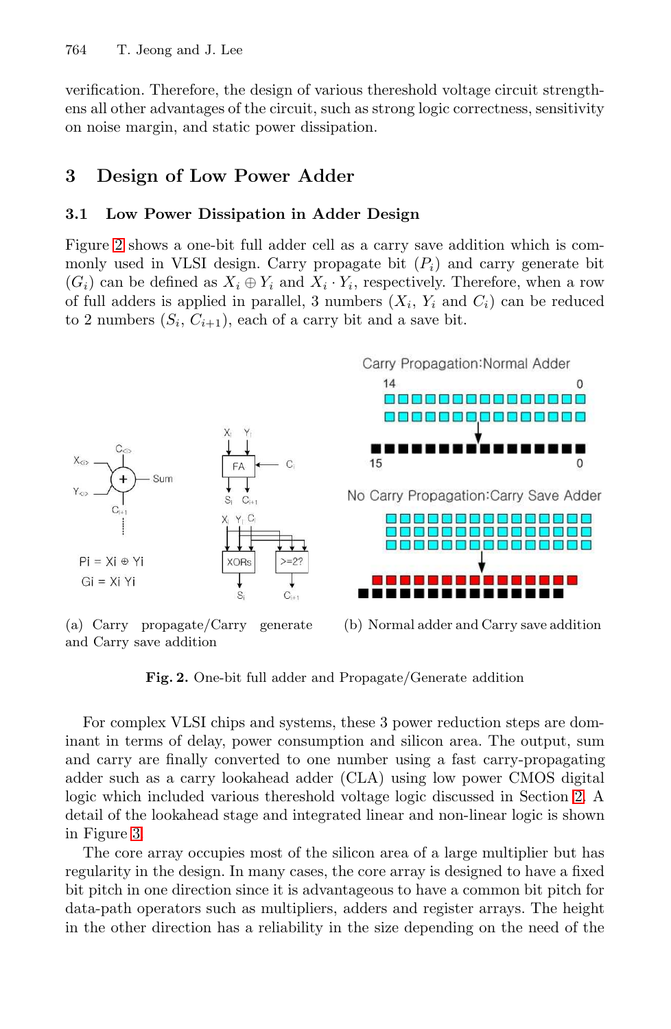verification. Therefore, the design of various thereshold voltage circuit strengthens all other advantages of the circuit, such as strong logic correctness, sensitivity on noise margin, and static power dissipation.

## 3 Design of Low Power Adder

### 3.1 Low Power Dissipation in Adder Design

Figure 2 shows a one-bit full adder cell as a carry save addition which is commonly used in VLSI design. Carry propagate bit ($P_i$) and carry generate bit ($G_i$) can be defined as $X_i \oplus Y_i$ and $X_i \cdot Y_i$, respectively. Therefore, when a row of full adders is applied in parallel, 3 numbers ($X_i$, $Y_i$ and $C_i$) can be reduced to 2 numbers ($S_i$, $C_{i+1}$), each of a carry bit and a save bit.

(a) Carry propagate/Carry generate and Carry save addition

(b) Normal adder and Carry save addition

**Fig. 2.** One-bit full adder and Propagate/Generate addition

For complex VLSI chips and systems, these 3 power reduction steps are dominant in terms of delay, power consumption and silicon area. The output, sum and carry are finally converted to one number using a fast carry-propagating adder such as a carry lookahead adder (CLA) using low power CMOS digital logic which included various thereshold voltage logic discussed in Section 2. A detail of the lookahead stage and integrated linear and non-linear logic is shown in Figure 3.

The core array occupies most of the silicon area of a large multiplier but has regularity in the design. In many cases, the core array is designed to have a fixed bit pitch in one direction since it is advantageous to have a common bit pitch for data-path operators such as multipliers, adders and register arrays. The height in the other direction has a reliability in the size depending on the need of the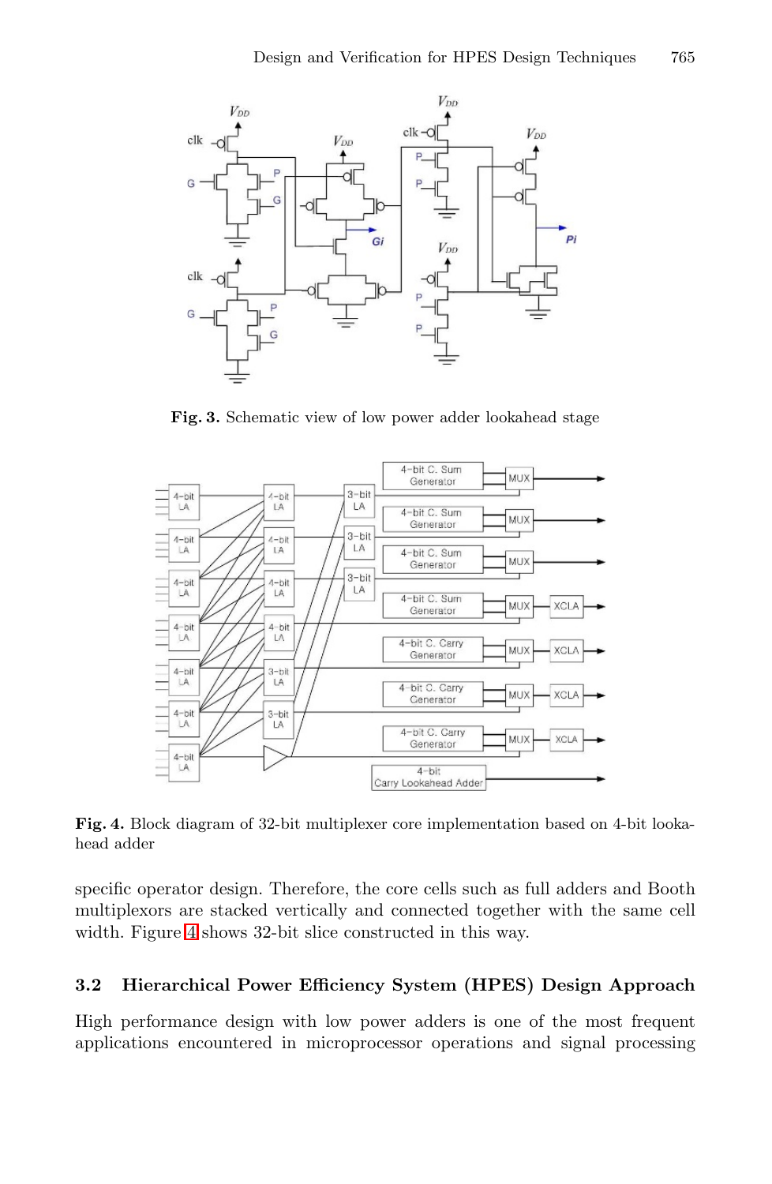**Fig. 3.** Schematic view of low power adder lookahead stage

**Fig. 4.** Block diagram of 32-bit multiplexer core implementation based on 4-bit lookahead adder

specific operator design. Therefore, the core cells such as full adders and Booth multiplexors are stacked vertically and connected together with the same cell width. Figure 4 shows 32-bit slice constructed in this way.

### 3.2 Hierarchical Power Efficiency System (HPES) Design Approach

High performance design with low power adders is one of the most frequent applications encountered in microprocessor operations and signal processing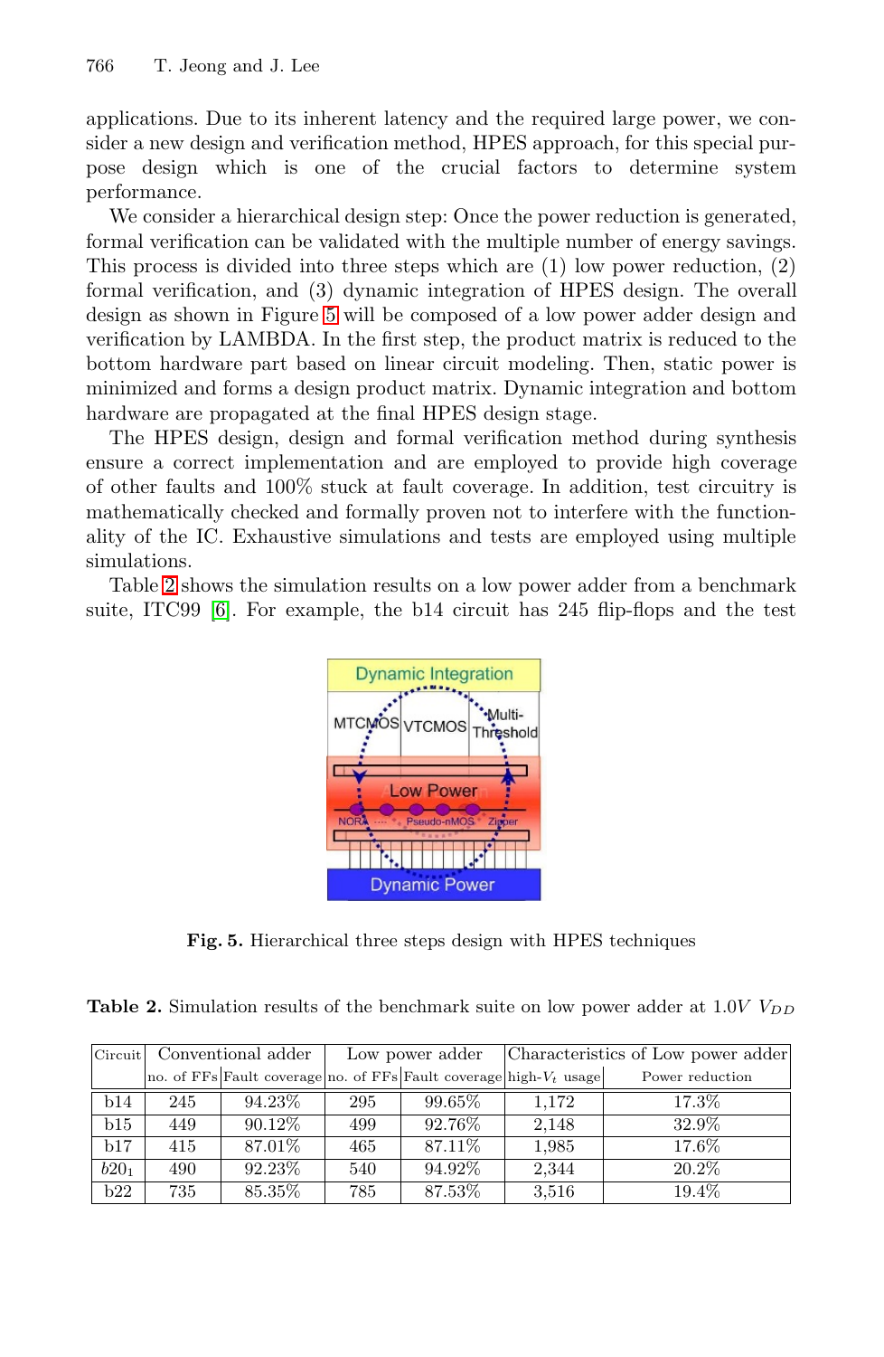applications. Due to its inherent latency and the required large power, we consider a new design and verification method, HPES approach, for this special purpose design which is one of the crucial factors to determine system performance.

We consider a hierarchical design step: Once the power reduction is generated, formal verification can be validated with the multiple number of energy savings. This process is divided into three steps which are (1) low power reduction, (2) formal verification, and (3) dynamic integration of HPES design. The overall design as shown in Figure 5 will be composed of a low power adder design and verification by LAMBDA. In the first step, the product matrix is reduced to the bottom hardware part based on linear circuit modeling. Then, static power is minimized and forms a design product matrix. Dynamic integration and bottom hardware are propagated at the final HPES design stage.

The HPES design, design and formal verification method during synthesis ensure a correct implementation and are employed to provide high coverage of other faults and 100% stuck at fault coverage. In addition, test circuitry is mathematically checked and formally proven not to interfere with the functionality of the IC. Exhaustive simulations and tests are employed using multiple simulations.

Table 2 shows the simulation results on a low power adder from a benchmark suite, ITC99 [6]. For example, the b14 circuit has 245 flip-flops and the test

**Fig. 5.** Hierarchical three steps design with HPES techniques

**Table 2.** Simulation results of the benchmark suite on low power adder at 1.0$V$ $V_{DD}$

| Circuit | Conventional adder | | Low power adder | | Characteristics of Low power adder | |
|---|---|---|---|---|---|---|
| | no. of FFs | Fault coverage | no. of FFs | Fault coverage | high-$V_t$ usage | Power reduction |
| b14 | 245 | 94.23% | 295 | 99.65% | 1,172 | 17.3% |
| b15 | 449 | 90.12% | 499 | 92.76% | 2,148 | 32.9% |
| b17 | 415 | 87.01% | 465 | 87.11% | 1,985 | 17.6% |
| $b20_1$ | 490 | 92.23% | 540 | 94.92% | 2,344 | 20.2% |
| b22 | 735 | 85.35% | 785 | 87.53% | 3,516 | 19.4% |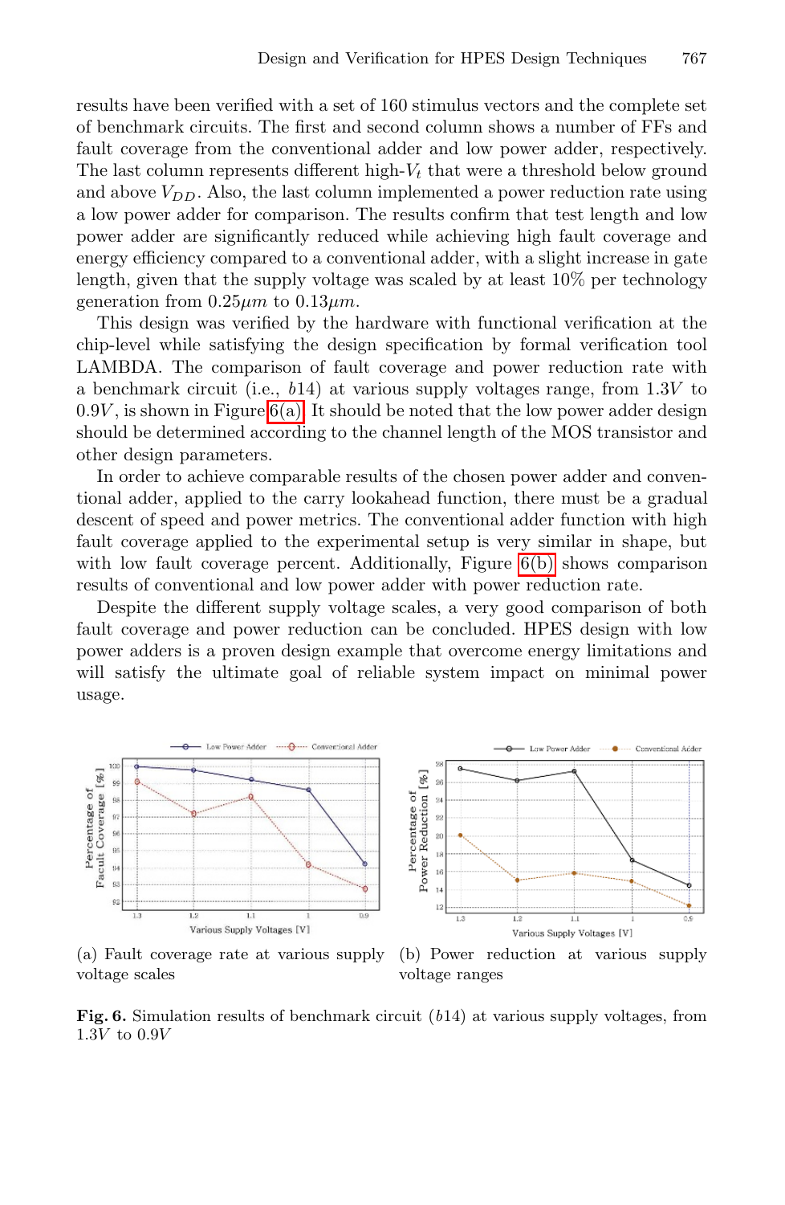results have been verified with a set of 160 stimulus vectors and the complete set of benchmark circuits. The first and second column shows a number of FFs and fault coverage from the conventional adder and low power adder, respectively. The last column represents different high-$V_t$ that were a threshold below ground and above $V_{DD}$. Also, the last column implemented a power reduction rate using a low power adder for comparison. The results confirm that test length and low power adder are significantly reduced while achieving high fault coverage and energy efficiency compared to a conventional adder, with a slight increase in gate length, given that the supply voltage was scaled by at least 10% per technology generation from $0.25\mu m$ to $0.13\mu m$.

This design was verified by the hardware with functional verification at the chip-level while satisfying the design specification by formal verification tool LAMBDA. The comparison of fault coverage and power reduction rate with a benchmark circuit (i.e., $b14$) at various supply voltages range, from $1.3V$ to $0.9V$, is shown in Figure 6(a). It should be noted that the low power adder design should be determined according to the channel length of the MOS transistor and other design parameters.

In order to achieve comparable results of the chosen power adder and conventional adder, applied to the carry lookahead function, there must be a gradual descent of speed and power metrics. The conventional adder function with high fault coverage applied to the experimental setup is very similar in shape, but with low fault coverage percent. Additionally, Figure 6(b) shows comparison results of conventional and low power adder with power reduction rate.

Despite the different supply voltage scales, a very good comparison of both fault coverage and power reduction can be concluded. HPES design with low power adders is a proven design example that overcome energy limitations and will satisfy the ultimate goal of reliable system impact on minimal power usage.

(a) Fault coverage rate at various supply voltage scales

(b) Power reduction at various supply voltage ranges

**Fig. 6.** Simulation results of benchmark circuit ($b14$) at various supply voltages, from $1.3V$ to $0.9V$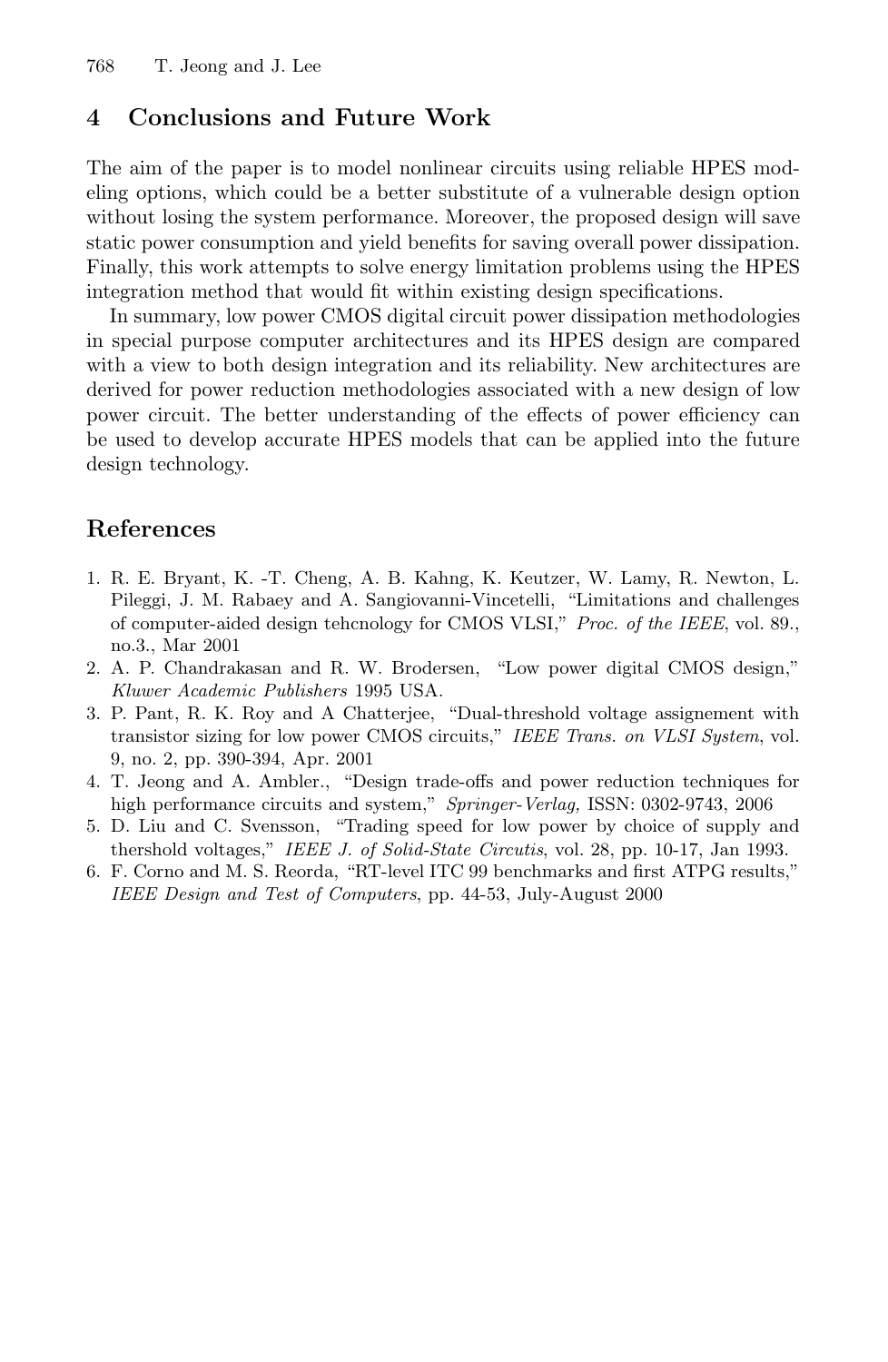## 4 Conclusions and Future Work

The aim of the paper is to model nonlinear circuits using reliable HPES modeling options, which could be a better substitute of a vulnerable design option without losing the system performance. Moreover, the proposed design will save static power consumption and yield benefits for saving overall power dissipation. Finally, this work attempts to solve energy limitation problems using the HPES integration method that would fit within existing design specifications.

In summary, low power CMOS digital circuit power dissipation methodologies in special purpose computer architectures and its HPES design are compared with a view to both design integration and its reliability. New architectures are derived for power reduction methodologies associated with a new design of low power circuit. The better understanding of the effects of power efficiency can be used to develop accurate HPES models that can be applied into the future design technology.

## References

1. R. E. Bryant, K. -T. Cheng, A. B. Kahng, K. Keutzer, W. Lamy, R. Newton, L. Pileggi, J. M. Rabaey and A. Sangiovanni-Vincetelli, "Limitations and challenges of computer-aided design tehcnology for CMOS VLSI," *Proc. of the IEEE*, vol. 89., no.3., Mar 2001
2. A. P. Chandrakasan and R. W. Brodersen, "Low power digital CMOS design," *Kluwer Academic Publishers* 1995 USA.
3. P. Pant, R. K. Roy and A Chatterjee, "Dual-threshold voltage assignement with transistor sizing for low power CMOS circuits," *IEEE Trans. on VLSI System*, vol. 9, no. 2, pp. 390-394, Apr. 2001
4. T. Jeong and A. Ambler., "Design trade-offs and power reduction techniques for high performance circuits and system," *Springer-Verlag,* ISSN: 0302-9743, 2006
5. D. Liu and C. Svensson, "Trading speed for low power by choice of supply and thershold voltages," *IEEE J. of Solid-State Circutis*, vol. 28, pp. 10-17, Jan 1993.
6. F. Corno and M. S. Reorda, "RT-level ITC 99 benchmarks and first ATPG results," *IEEE Design and Test of Computers*, pp. 44-53, July-August 2000